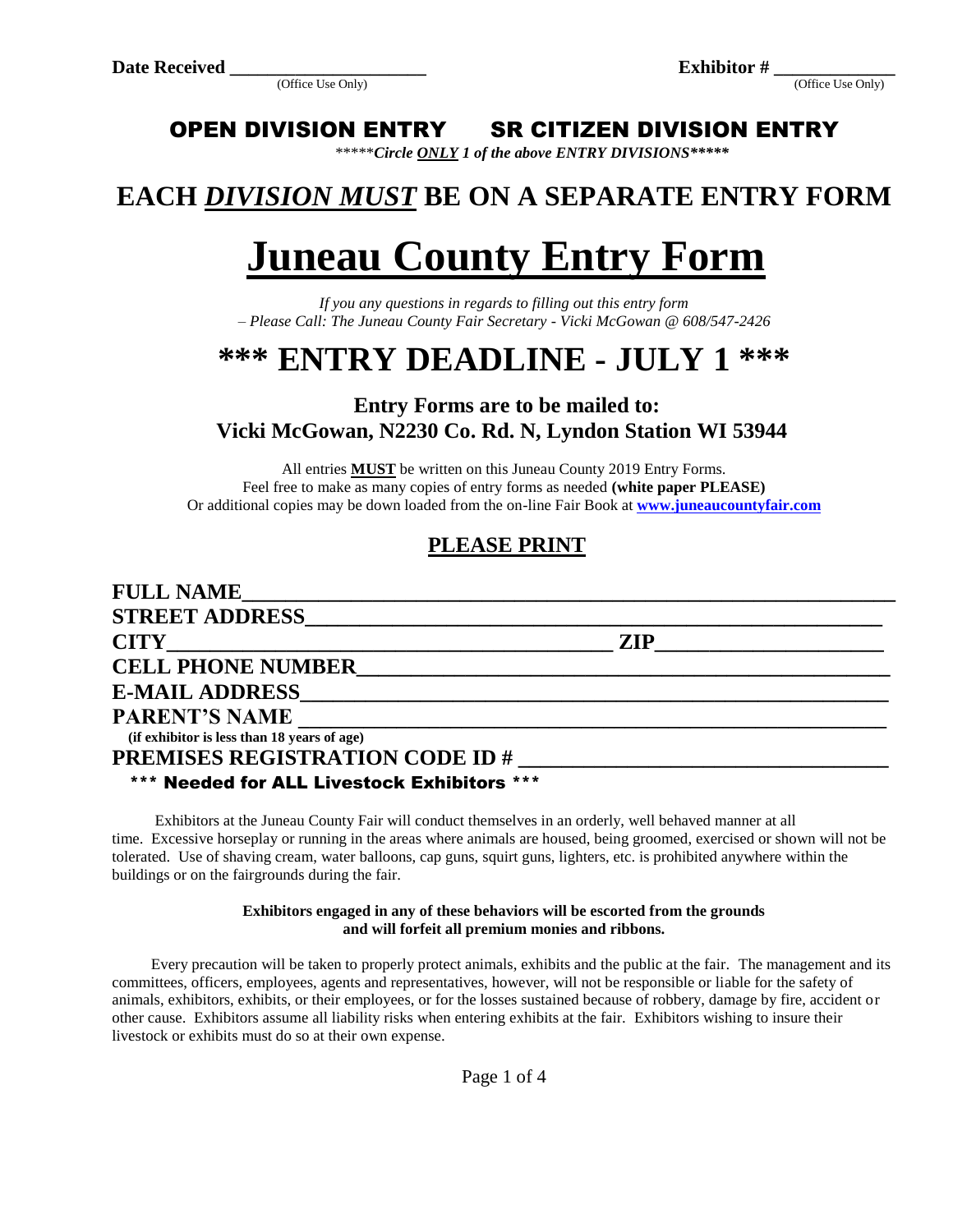**Date Received \_\_\_\_\_\_\_\_\_\_\_\_\_\_\_\_\_\_\_\_**
(Office Use Only)

**Exhibitor # \_\_\_\_\_\_\_\_\_\_\_\_**
(Office Use Only)

**OPEN DIVISION ENTRY SR CITIZEN DIVISION ENTRY**

*\*\*\*\*\*Circle **ONLY** 1 of the above ENTRY DIVISIONS\*\*\*\*\**

## EACH *DIVISION MUST* BE ON A SEPARATE ENTRY FORM

# Juneau County Entry Form

*If you any questions in regards to filling out this entry form*
*– Please Call: The Juneau County Fair Secretary - Vicki McGowan @ 608/547-2426*

# \*\*\* ENTRY DEADLINE - JULY 1 \*\*\*

**Entry Forms are to be mailed to:**
**Vicki McGowan, N2230 Co. Rd. N, Lyndon Station WI 53944**

All entries **MUST** be written on this Juneau County 2019 Entry Forms.
Feel free to make as many copies of entry forms as needed **(white paper PLEASE)**
Or additional copies may be down loaded from the on-line Fair Book at **www.juneaucountyfair.com**

## PLEASE PRINT

**FULL NAME**\_\_\_\_\_\_\_\_\_\_\_\_\_\_\_\_\_\_\_\_\_\_\_\_\_\_\_\_\_\_\_\_\_\_\_\_\_\_\_\_\_\_\_\_\_\_\_\_\_\_

**STREET ADDRESS**\_\_\_\_\_\_\_\_\_\_\_\_\_\_\_\_\_\_\_\_\_\_\_\_\_\_\_\_\_\_\_\_\_\_\_\_\_\_\_\_\_\_\_\_

**CITY**\_\_\_\_\_\_\_\_\_\_\_\_\_\_\_\_\_\_\_\_\_\_\_\_\_\_\_\_\_\_\_\_\_ **ZIP**\_\_\_\_\_\_\_\_\_\_\_\_\_\_\_\_\_\_

**CELL PHONE NUMBER**\_\_\_\_\_\_\_\_\_\_\_\_\_\_\_\_\_\_\_\_\_\_\_\_\_\_\_\_\_\_\_\_\_\_\_\_\_\_\_\_\_\_

**E-MAIL ADDRESS**\_\_\_\_\_\_\_\_\_\_\_\_\_\_\_\_\_\_\_\_\_\_\_\_\_\_\_\_\_\_\_\_\_\_\_\_\_\_\_\_\_\_\_\_\_

**PARENT'S NAME** \_\_\_\_\_\_\_\_\_\_\_\_\_\_\_\_\_\_\_\_\_\_\_\_\_\_\_\_\_\_\_\_\_\_\_\_\_\_\_\_\_\_\_\_\_
**(if exhibitor is less than 18 years of age)**

**PREMISES REGISTRATION CODE ID #** \_\_\_\_\_\_\_\_\_\_\_\_\_\_\_\_\_\_\_\_\_\_\_\_\_\_\_\_

**\*\*\* Needed for ALL Livestock Exhibitors \*\*\***

Exhibitors at the Juneau County Fair will conduct themselves in an orderly, well behaved manner at all time. Excessive horseplay or running in the areas where animals are housed, being groomed, exercised or shown will not be tolerated. Use of shaving cream, water balloons, cap guns, squirt guns, lighters, etc. is prohibited anywhere within the buildings or on the fairgrounds during the fair.

**Exhibitors engaged in any of these behaviors will be escorted from the grounds and will forfeit all premium monies and ribbons.**

Every precaution will be taken to properly protect animals, exhibits and the public at the fair. The management and its committees, officers, employees, agents and representatives, however, will not be responsible or liable for the safety of animals, exhibitors, exhibits, or their employees, or for the losses sustained because of robbery, damage by fire, accident or other cause. Exhibitors assume all liability risks when entering exhibits at the fair. Exhibitors wishing to insure their livestock or exhibits must do so at their own expense.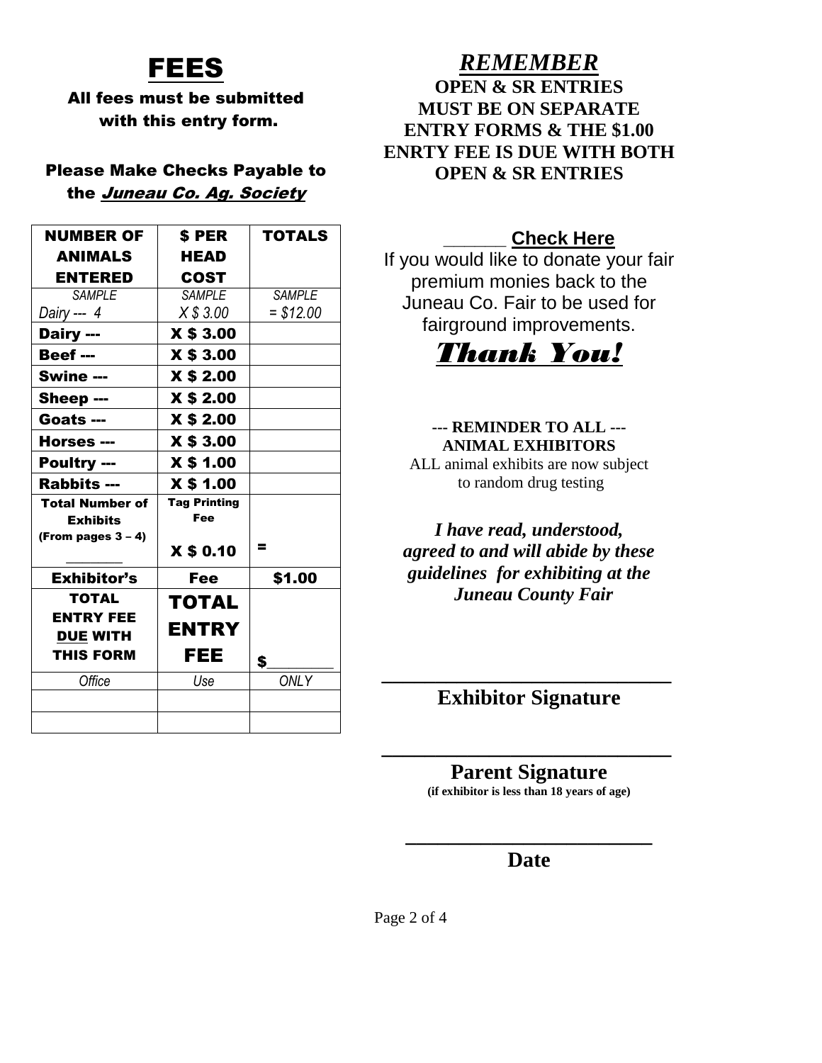# FEES

**All fees must be submitted with this entry form.**

**Please Make Checks Payable to the *Juneau Co. Ag. Society***

| NUMBER OF ANIMALS ENTERED | $ PER HEAD COST | TOTALS |
|---|---|---|
| *SAMPLE* *Dairy --- 4* | *SAMPLE* *X $ 3.00* | *SAMPLE* *= $12.00* |
| **Dairy ---** | **X $ 3.00** | |
| **Beef ---** | **X $ 3.00** | |
| **Swine ---** | **X $ 2.00** | |
| **Sheep ---** | **X $ 2.00** | |
| **Goats ---** | **X $ 2.00** | |
| **Horses ---** | **X $ 3.00** | |
| **Poultry ---** | **X $ 1.00** | |
| **Rabbits ---** | **X $ 1.00** | |
| **Total Number of Exhibits (From pages 3 – 4)** ________ | **Tag Printing Fee** **X $ 0.10** | **=** |
| **Exhibitor's** | **Fee** | **$1.00** |
| **TOTAL ENTRY FEE DUE WITH THIS FORM** | **TOTAL ENTRY FEE** | **$________** |
| *Office* | *Use* | *ONLY* |
| | | |
| | | |

## *REMEMBER*

**OPEN & SR ENTRIES MUST BE ON SEPARATE ENTRY FORMS & THE $1.00 ENRTY FEE IS DUE WITH BOTH OPEN & SR ENTRIES**

______ **Check Here**
If you would like to donate your fair premium monies back to the Juneau Co. Fair to be used for fairground improvements.

***Thank You!***

**--- REMINDER TO ALL --- ANIMAL EXHIBITORS**
ALL animal exhibits are now subject to random drug testing

***I have read, understood, agreed to and will abide by these guidelines for exhibiting at the Juneau County Fair***

______________________________
**Exhibitor Signature**

______________________________
**Parent Signature**
**(if exhibitor is less than 18 years of age)**

__________________________
**Date**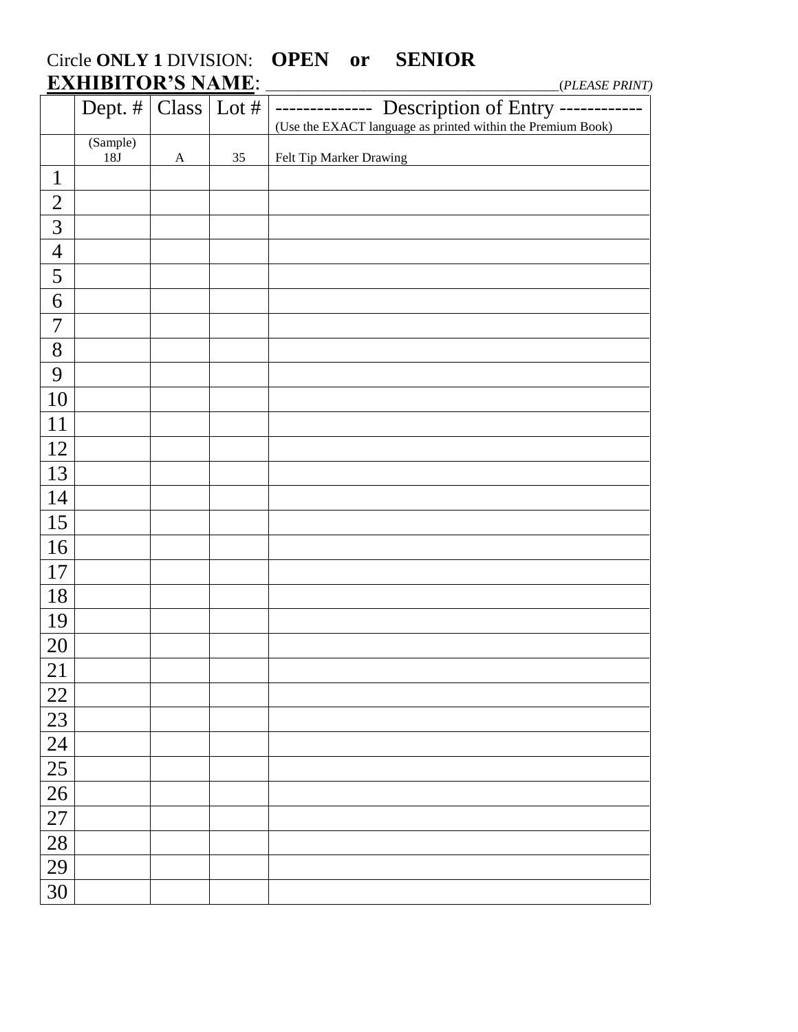Circle **ONLY 1** DIVISION: **OPEN or SENIOR**

**EXHIBITOR'S NAME**: ___________________________________(*PLEASE PRINT*)

| | Dept. # | Class | Lot # | -------------- Description of Entry ------------ (Use the EXACT language as printed within the Premium Book) |
|---|---|---|---|---|
| | (Sample) 18J | A | 35 | Felt Tip Marker Drawing |
| 1 | | | | |
| 2 | | | | |
| 3 | | | | |
| 4 | | | | |
| 5 | | | | |
| 6 | | | | |
| 7 | | | | |
| 8 | | | | |
| 9 | | | | |
| 10 | | | | |
| 11 | | | | |
| 12 | | | | |
| 13 | | | | |
| 14 | | | | |
| 15 | | | | |
| 16 | | | | |
| 17 | | | | |
| 18 | | | | |
| 19 | | | | |
| 20 | | | | |
| 21 | | | | |
| 22 | | | | |
| 23 | | | | |
| 24 | | | | |
| 25 | | | | |
| 26 | | | | |
| 27 | | | | |
| 28 | | | | |
| 29 | | | | |
| 30 | | | | |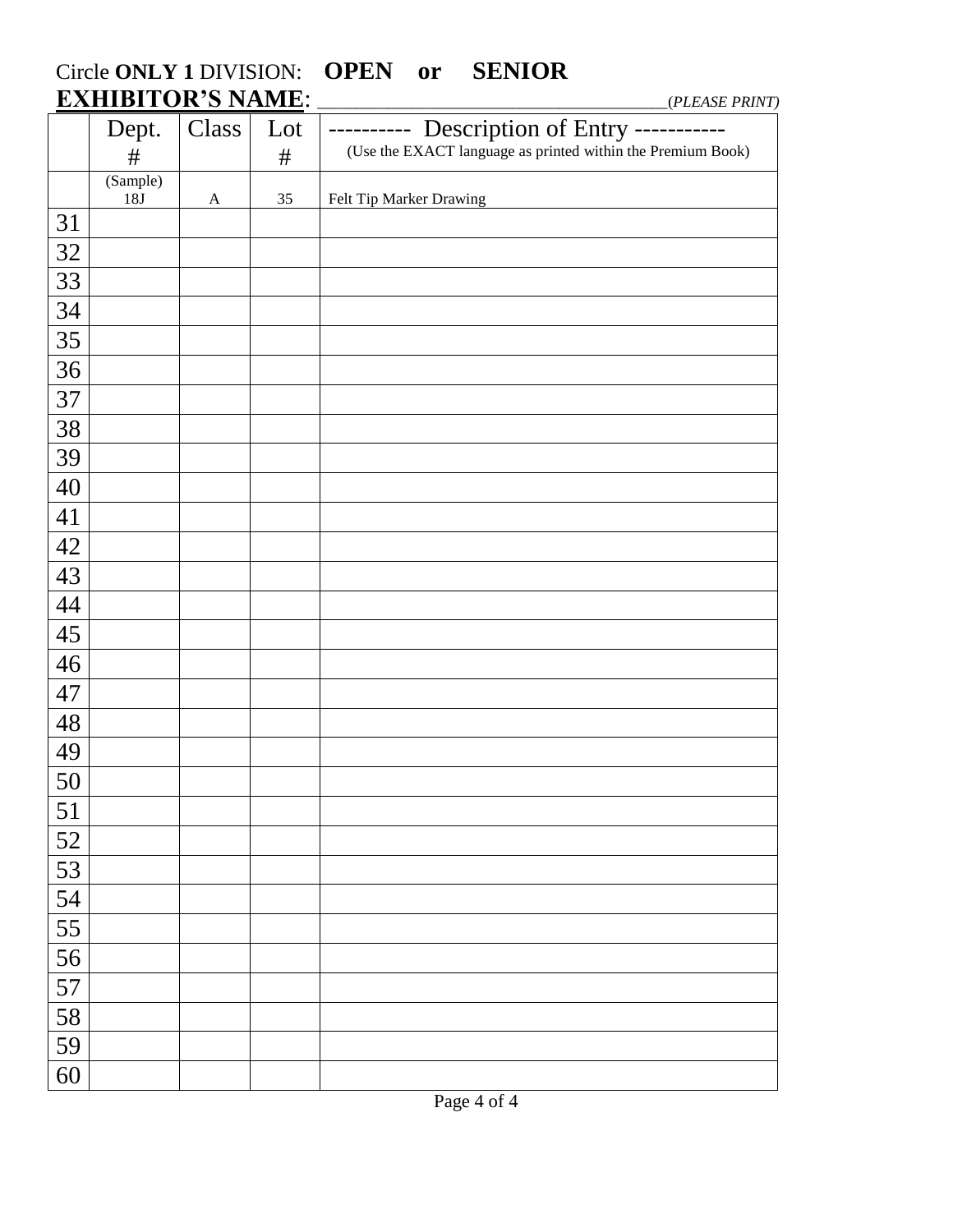Circle **ONLY 1** DIVISION: **OPEN or SENIOR**

**EXHIBITOR'S NAME**: ___________________________________(*PLEASE PRINT)*

| | Dept. # | Class | Lot # | ---------- Description of Entry ----------- (Use the EXACT language as printed within the Premium Book) |
|---|---|---|---|---|
| | (Sample) 18J | A | 35 | Felt Tip Marker Drawing |
| 31 | | | | |
| 32 | | | | |
| 33 | | | | |
| 34 | | | | |
| 35 | | | | |
| 36 | | | | |
| 37 | | | | |
| 38 | | | | |
| 39 | | | | |
| 40 | | | | |
| 41 | | | | |
| 42 | | | | |
| 43 | | | | |
| 44 | | | | |
| 45 | | | | |
| 46 | | | | |
| 47 | | | | |
| 48 | | | | |
| 49 | | | | |
| 50 | | | | |
| 51 | | | | |
| 52 | | | | |
| 53 | | | | |
| 54 | | | | |
| 55 | | | | |
| 56 | | | | |
| 57 | | | | |
| 58 | | | | |
| 59 | | | | |
| 60 | | | | |